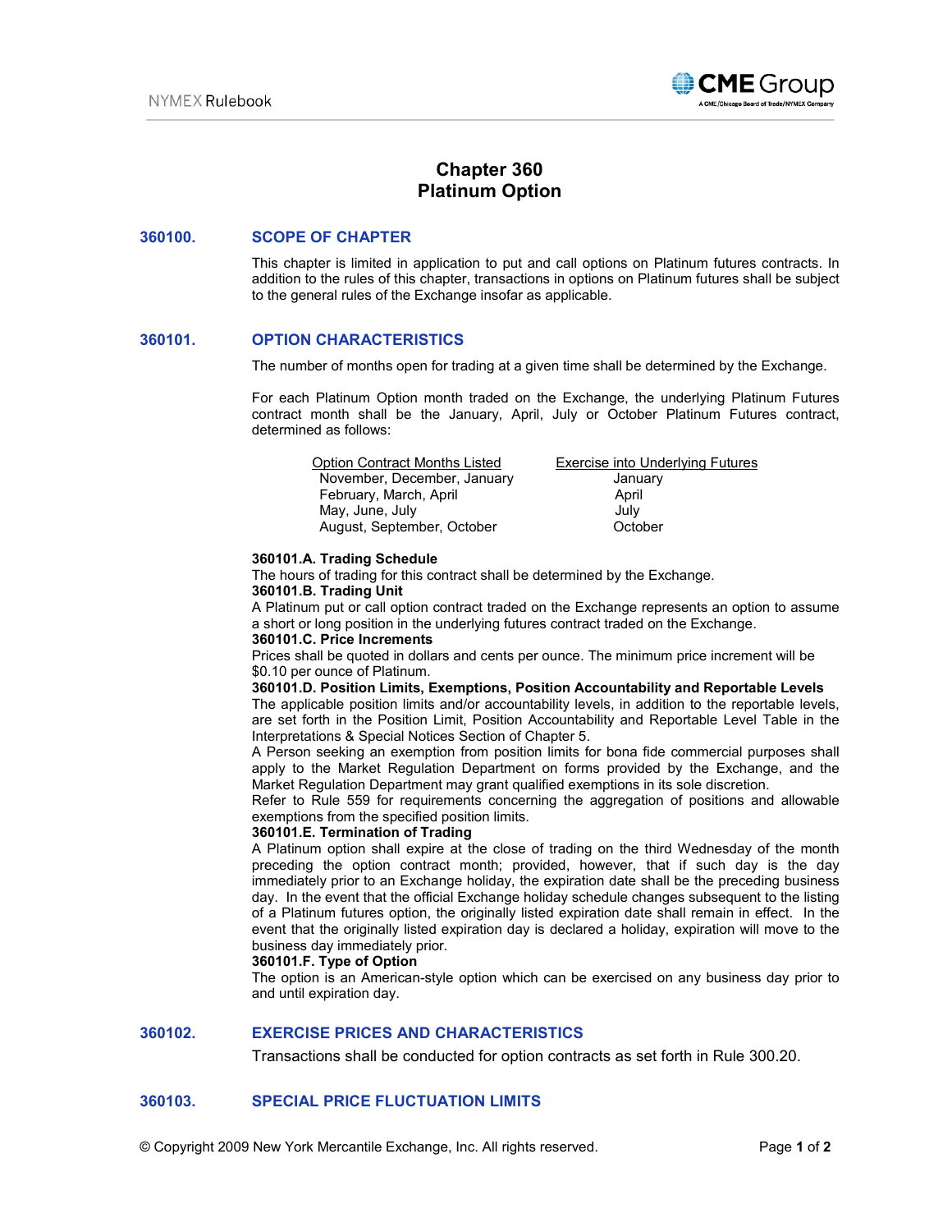# Chapter 360
# Platinum Option

## 360100. SCOPE OF CHAPTER

This chapter is limited in application to put and call options on Platinum futures contracts. In addition to the rules of this chapter, transactions in options on Platinum futures shall be subject to the general rules of the Exchange insofar as applicable.

## 360101. OPTION CHARACTERISTICS

The number of months open for trading at a given time shall be determined by the Exchange.

For each Platinum Option month traded on the Exchange, the underlying Platinum Futures contract month shall be the January, April, July or October Platinum Futures contract, determined as follows:

| Option Contract Months Listed | Exercise into Underlying Futures |
|---|---|
| November, December, January | January |
| February, March, April | April |
| May, June, July | July |
| August, September, October | October |

**360101.A. Trading Schedule**
The hours of trading for this contract shall be determined by the Exchange.

**360101.B. Trading Unit**
A Platinum put or call option contract traded on the Exchange represents an option to assume a short or long position in the underlying futures contract traded on the Exchange.

**360101.C. Price Increments**
Prices shall be quoted in dollars and cents per ounce. The minimum price increment will be $0.10 per ounce of Platinum.

**360101.D. Position Limits, Exemptions, Position Accountability and Reportable Levels**
The applicable position limits and/or accountability levels, in addition to the reportable levels, are set forth in the Position Limit, Position Accountability and Reportable Level Table in the Interpretations & Special Notices Section of Chapter 5.

A Person seeking an exemption from position limits for bona fide commercial purposes shall apply to the Market Regulation Department on forms provided by the Exchange, and the Market Regulation Department may grant qualified exemptions in its sole discretion.

Refer to Rule 559 for requirements concerning the aggregation of positions and allowable exemptions from the specified position limits.

**360101.E. Termination of Trading**
A Platinum option shall expire at the close of trading on the third Wednesday of the month preceding the option contract month; provided, however, that if such day is the day immediately prior to an Exchange holiday, the expiration date shall be the preceding business day. In the event that the official Exchange holiday schedule changes subsequent to the listing of a Platinum futures option, the originally listed expiration date shall remain in effect. In the event that the originally listed expiration day is declared a holiday, expiration will move to the business day immediately prior.

**360101.F. Type of Option**
The option is an American-style option which can be exercised on any business day prior to and until expiration day.

## 360102. EXERCISE PRICES AND CHARACTERISTICS

Transactions shall be conducted for option contracts as set forth in Rule 300.20.

## 360103. SPECIAL PRICE FLUCTUATION LIMITS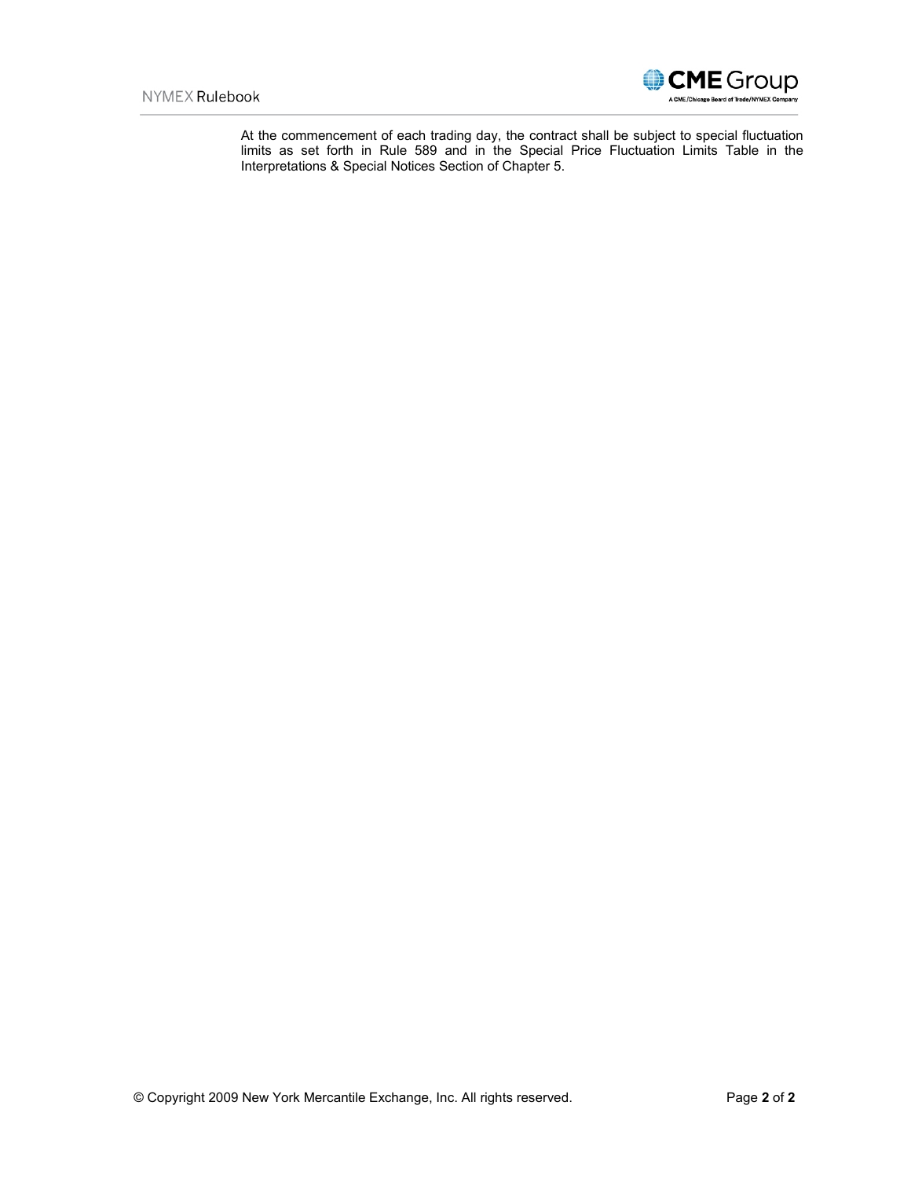At the commencement of each trading day, the contract shall be subject to special fluctuation limits as set forth in Rule 589 and in the Special Price Fluctuation Limits Table in the Interpretations & Special Notices Section of Chapter 5.